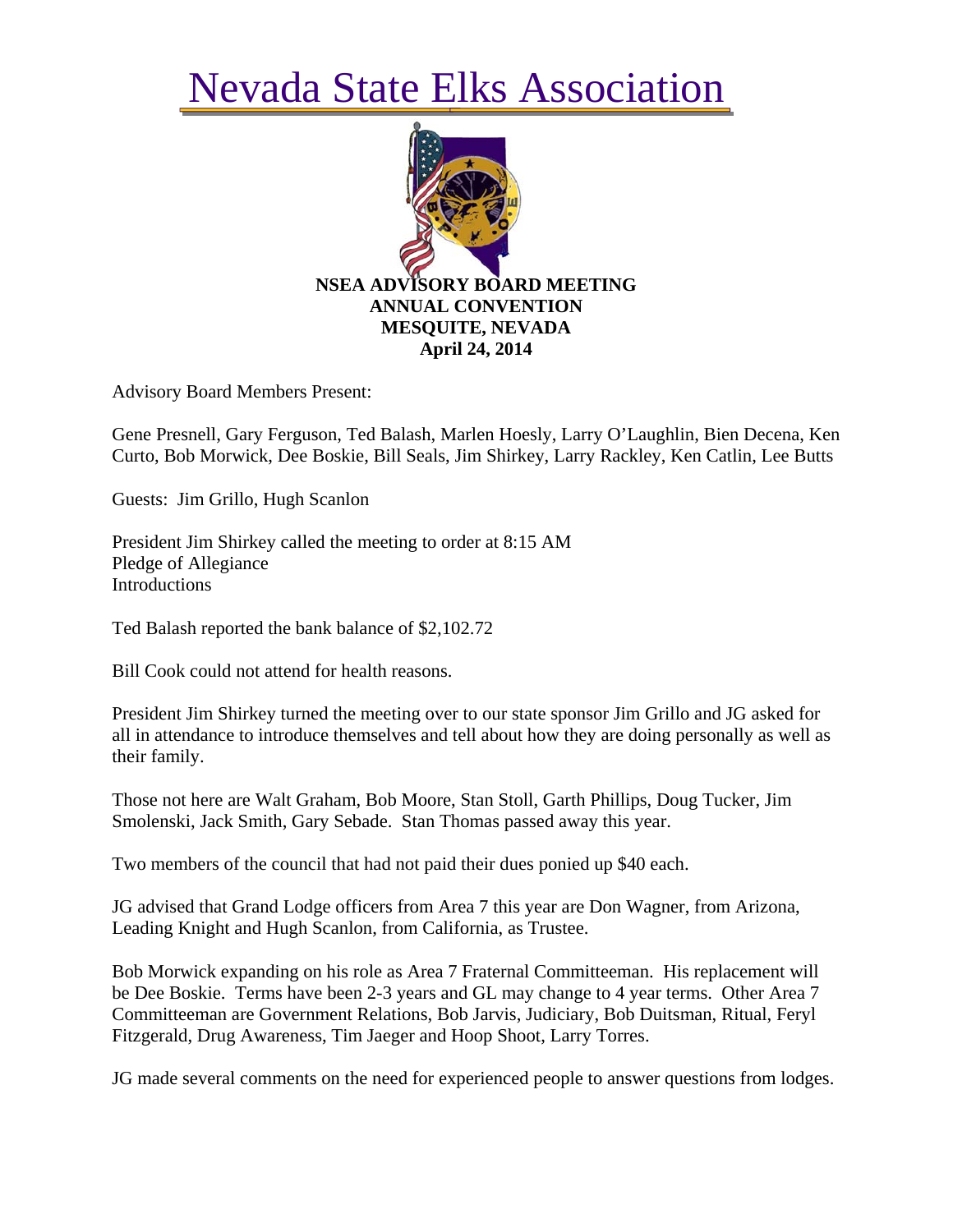# Nevada State Elks Association

**NSEA ADVISORY BOARD MEETING**
**ANNUAL CONVENTION**
**MESQUITE, NEVADA**
**April 24, 2014**

Advisory Board Members Present:

Gene Presnell, Gary Ferguson, Ted Balash, Marlen Hoesly, Larry O'Laughlin, Bien Decena, Ken Curto, Bob Morwick, Dee Boskie, Bill Seals, Jim Shirkey, Larry Rackley, Ken Catlin, Lee Butts

Guests: Jim Grillo, Hugh Scanlon

President Jim Shirkey called the meeting to order at 8:15 AM
Pledge of Allegiance
Introductions

Ted Balash reported the bank balance of $2,102.72

Bill Cook could not attend for health reasons.

President Jim Shirkey turned the meeting over to our state sponsor Jim Grillo and JG asked for all in attendance to introduce themselves and tell about how they are doing personally as well as their family.

Those not here are Walt Graham, Bob Moore, Stan Stoll, Garth Phillips, Doug Tucker, Jim Smolenski, Jack Smith, Gary Sebade. Stan Thomas passed away this year.

Two members of the council that had not paid their dues ponied up $40 each.

JG advised that Grand Lodge officers from Area 7 this year are Don Wagner, from Arizona, Leading Knight and Hugh Scanlon, from California, as Trustee.

Bob Morwick expanding on his role as Area 7 Fraternal Committeeman. His replacement will be Dee Boskie. Terms have been 2-3 years and GL may change to 4 year terms. Other Area 7 Committeeman are Government Relations, Bob Jarvis, Judiciary, Bob Duitsman, Ritual, Feryl Fitzgerald, Drug Awareness, Tim Jaeger and Hoop Shoot, Larry Torres.

JG made several comments on the need for experienced people to answer questions from lodges.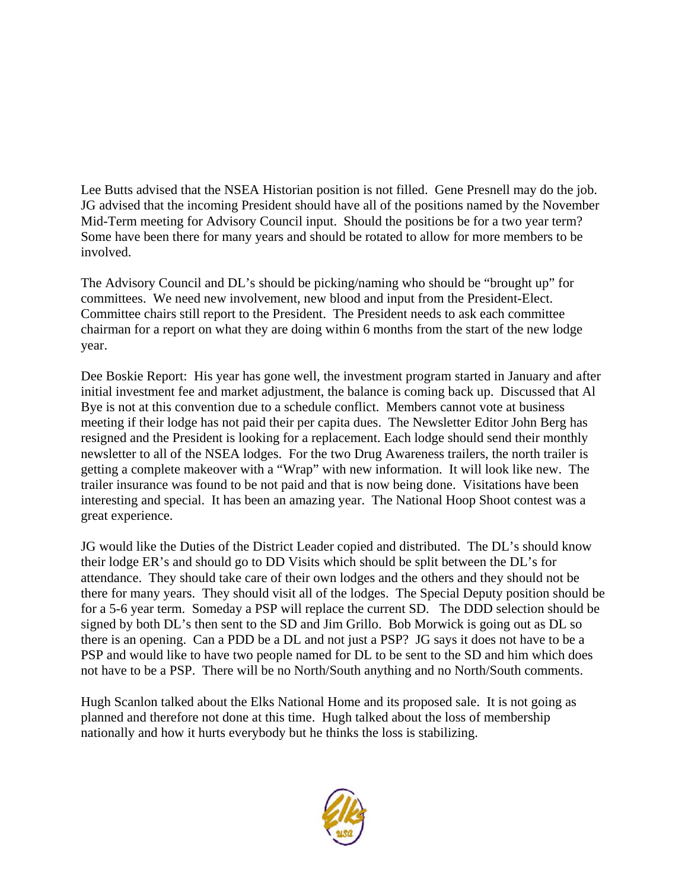Lee Butts advised that the NSEA Historian position is not filled. Gene Presnell may do the job. JG advised that the incoming President should have all of the positions named by the November Mid-Term meeting for Advisory Council input. Should the positions be for a two year term? Some have been there for many years and should be rotated to allow for more members to be involved.

The Advisory Council and DL's should be picking/naming who should be "brought up" for committees. We need new involvement, new blood and input from the President-Elect. Committee chairs still report to the President. The President needs to ask each committee chairman for a report on what they are doing within 6 months from the start of the new lodge year.

Dee Boskie Report: His year has gone well, the investment program started in January and after initial investment fee and market adjustment, the balance is coming back up. Discussed that Al Bye is not at this convention due to a schedule conflict. Members cannot vote at business meeting if their lodge has not paid their per capita dues. The Newsletter Editor John Berg has resigned and the President is looking for a replacement. Each lodge should send their monthly newsletter to all of the NSEA lodges. For the two Drug Awareness trailers, the north trailer is getting a complete makeover with a "Wrap" with new information. It will look like new. The trailer insurance was found to be not paid and that is now being done. Visitations have been interesting and special. It has been an amazing year. The National Hoop Shoot contest was a great experience.

JG would like the Duties of the District Leader copied and distributed. The DL's should know their lodge ER's and should go to DD Visits which should be split between the DL's for attendance. They should take care of their own lodges and the others and they should not be there for many years. They should visit all of the lodges. The Special Deputy position should be for a 5-6 year term. Someday a PSP will replace the current SD. The DDD selection should be signed by both DL's then sent to the SD and Jim Grillo. Bob Morwick is going out as DL so there is an opening. Can a PDD be a DL and not just a PSP? JG says it does not have to be a PSP and would like to have two people named for DL to be sent to the SD and him which does not have to be a PSP. There will be no North/South anything and no North/South comments.

Hugh Scanlon talked about the Elks National Home and its proposed sale. It is not going as planned and therefore not done at this time. Hugh talked about the loss of membership nationally and how it hurts everybody but he thinks the loss is stabilizing.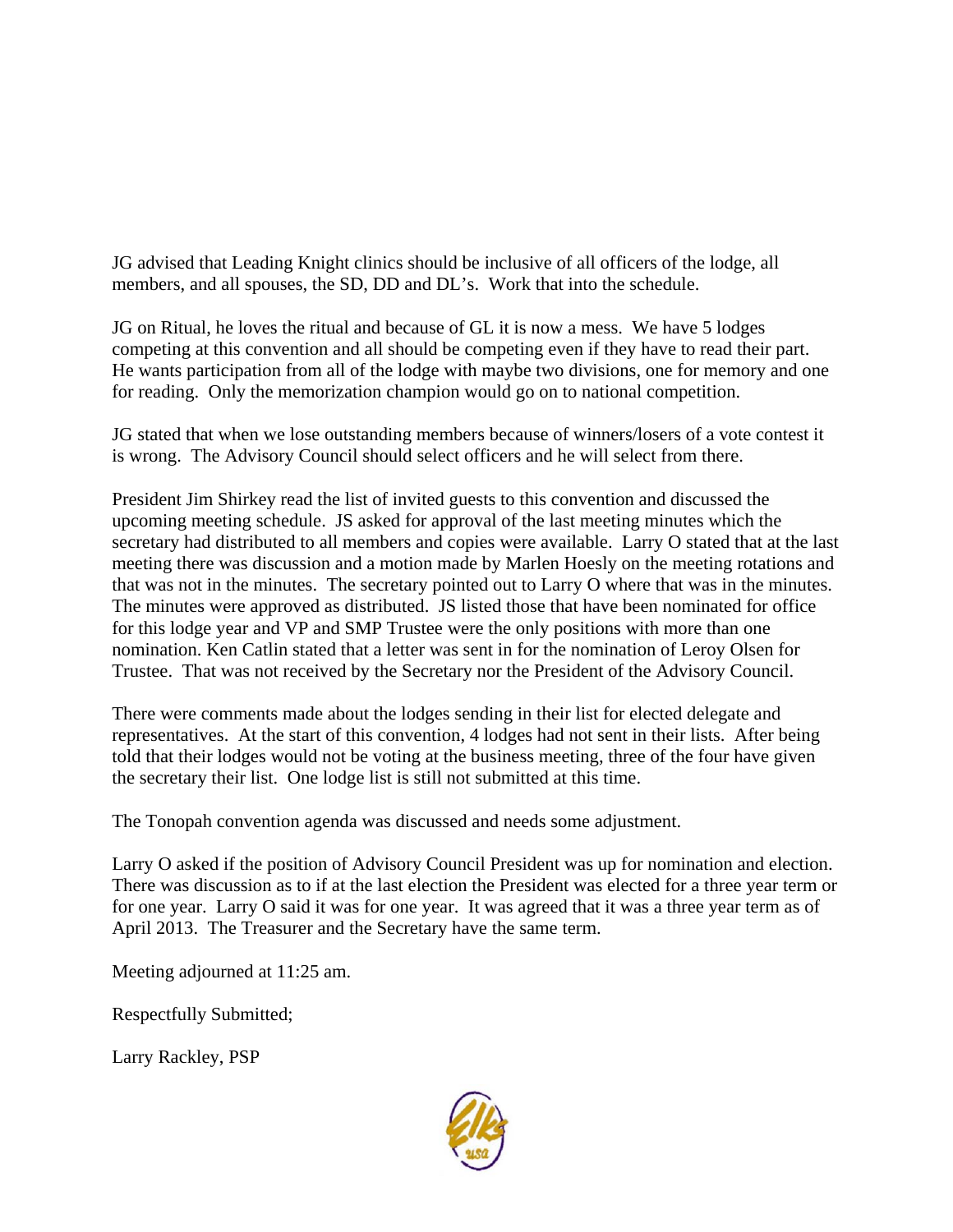JG advised that Leading Knight clinics should be inclusive of all officers of the lodge, all members, and all spouses, the SD, DD and DL's. Work that into the schedule.

JG on Ritual, he loves the ritual and because of GL it is now a mess. We have 5 lodges competing at this convention and all should be competing even if they have to read their part. He wants participation from all of the lodge with maybe two divisions, one for memory and one for reading. Only the memorization champion would go on to national competition.

JG stated that when we lose outstanding members because of winners/losers of a vote contest it is wrong. The Advisory Council should select officers and he will select from there.

President Jim Shirkey read the list of invited guests to this convention and discussed the upcoming meeting schedule. JS asked for approval of the last meeting minutes which the secretary had distributed to all members and copies were available. Larry O stated that at the last meeting there was discussion and a motion made by Marlen Hoesly on the meeting rotations and that was not in the minutes. The secretary pointed out to Larry O where that was in the minutes. The minutes were approved as distributed. JS listed those that have been nominated for office for this lodge year and VP and SMP Trustee were the only positions with more than one nomination. Ken Catlin stated that a letter was sent in for the nomination of Leroy Olsen for Trustee. That was not received by the Secretary nor the President of the Advisory Council.

There were comments made about the lodges sending in their list for elected delegate and representatives. At the start of this convention, 4 lodges had not sent in their lists. After being told that their lodges would not be voting at the business meeting, three of the four have given the secretary their list. One lodge list is still not submitted at this time.

The Tonopah convention agenda was discussed and needs some adjustment.

Larry O asked if the position of Advisory Council President was up for nomination and election. There was discussion as to if at the last election the President was elected for a three year term or for one year. Larry O said it was for one year. It was agreed that it was a three year term as of April 2013. The Treasurer and the Secretary have the same term.

Meeting adjourned at 11:25 am.

Respectfully Submitted;

Larry Rackley, PSP